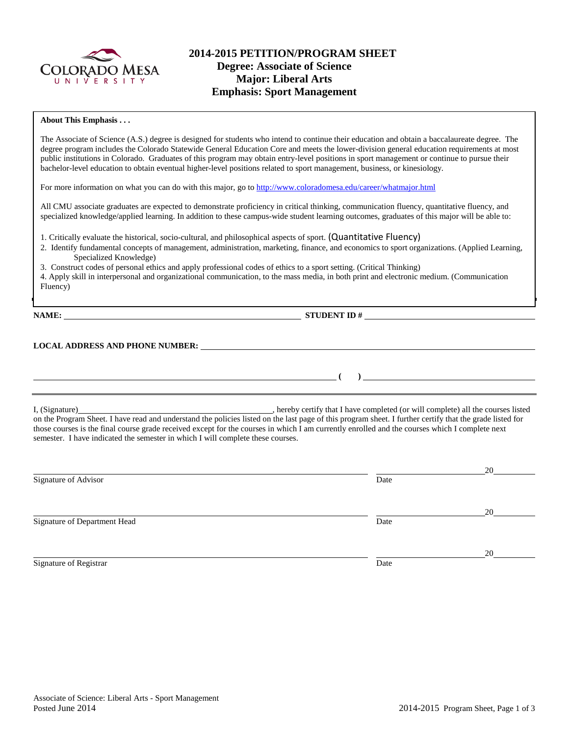# 2014-2015 PETITION/PROGRAM SHEET
## Degree: Associate of Science
## Major: Liberal Arts
## Emphasis: Sport Management

**About This Emphasis . . .**

The Associate of Science (A.S.) degree is designed for students who intend to continue their education and obtain a baccalaureate degree. The degree program includes the Colorado Statewide General Education Core and meets the lower-division general education requirements at most public institutions in Colorado. Graduates of this program may obtain entry-level positions in sport management or continue to pursue their bachelor-level education to obtain eventual higher-level positions related to sport management, business, or kinesiology.

For more information on what you can do with this major, go to http://www.coloradomesa.edu/career/whatmajor.html

All CMU associate graduates are expected to demonstrate proficiency in critical thinking, communication fluency, quantitative fluency, and specialized knowledge/applied learning. In addition to these campus-wide student learning outcomes, graduates of this major will be able to:

1. Critically evaluate the historical, socio-cultural, and philosophical aspects of sport. (Quantitative Fluency)
2. Identify fundamental concepts of management, administration, marketing, finance, and economics to sport organizations. (Applied Learning, Specialized Knowledge)
3. Construct codes of personal ethics and apply professional codes of ethics to a sport setting. (Critical Thinking)
4. Apply skill in interpersonal and organizational communication, to the mass media, in both print and electronic medium. (Communication Fluency)

**NAME:** ______________________________ **STUDENT ID #** ______________________________

**LOCAL ADDRESS AND PHONE NUMBER:** ______________________________

______________________________ **( )** ______________________________

I, (Signature)______________________________, hereby certify that I have completed (or will complete) all the courses listed on the Program Sheet. I have read and understand the policies listed on the last page of this program sheet. I further certify that the grade listed for those courses is the final course grade received except for the courses in which I am currently enrolled and the courses which I complete next semester. I have indicated the semester in which I will complete these courses.

______________________________ ______________20______
Signature of Advisor Date

______________________________ ______________20______
Signature of Department Head Date

______________________________ ______________20______
Signature of Registrar Date

Associate of Science: Liberal Arts - Sport Management
Posted June 2014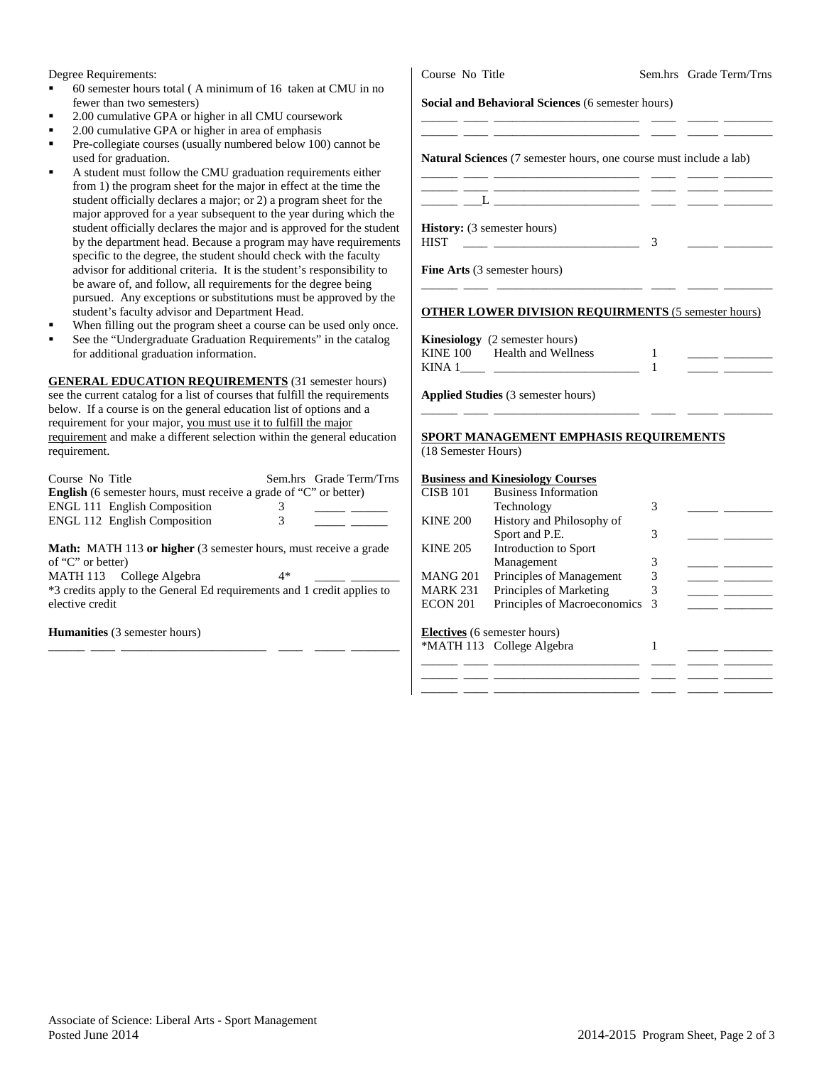Degree Requirements:

- 60 semester hours total ( A minimum of 16 taken at CMU in no fewer than two semesters)
- 2.00 cumulative GPA or higher in all CMU coursework
- 2.00 cumulative GPA or higher in area of emphasis
- Pre-collegiate courses (usually numbered below 100) cannot be used for graduation.
- A student must follow the CMU graduation requirements either from 1) the program sheet for the major in effect at the time the student officially declares a major; or 2) a program sheet for the major approved for a year subsequent to the year during which the student officially declares the major and is approved for the student by the department head. Because a program may have requirements specific to the degree, the student should check with the faculty advisor for additional criteria. It is the student's responsibility to be aware of, and follow, all requirements for the degree being pursued. Any exceptions or substitutions must be approved by the student's faculty advisor and Department Head.
- When filling out the program sheet a course can be used only once.
- See the "Undergraduate Graduation Requirements" in the catalog for additional graduation information.

**GENERAL EDUCATION REQUIREMENTS** (31 semester hours) see the current catalog for a list of courses that fulfill the requirements below. If a course is on the general education list of options and a requirement for your major, you must use it to fulfill the major requirement and make a different selection within the general education requirement.

| Course | No | Title | Sem.hrs | Grade | Term/Trns |
|---|---|---|---|---|---|
| **English** (6 semester hours, must receive a grade of "C" or better) | | | | | |
| ENGL | 111 | English Composition | 3 | _____ | ______ |
| ENGL | 112 | English Composition | 3 | _____ | ______ |
| **Math:** MATH 113 **or higher** (3 semester hours, must receive a grade of "C" or better) | | | | | |
| MATH | 113 | College Algebra | 4* | _____ | ________ |
| *3 credits apply to the General Ed requirements and 1 credit applies to elective credit | | | | | |
| **Humanities** (3 semester hours) | | | | | |
| ______ | ____ | _______________________ | ____ | _____ | ________ |
| **Social and Behavioral Sciences** (6 semester hours) | | | | | |
| ______ | ____ | _______________________ | ____ | _____ | ________ |
| ______ | ____ | _______________________ | ____ | _____ | ________ |
| **Natural Sciences** (7 semester hours, one course must include a lab) | | | | | |
| ______ | ____ | _______________________ | ____ | _____ | ________ |
| ______ | ____ | _______________________ | ____ | _____ | ________ |
| ______ | ___L | _______________________ | ____ | _____ | ________ |
| **History:** (3 semester hours) | | | | | |
| HIST | ____ | _______________________ | 3 | _____ | ________ |
| **Fine Arts** (3 semester hours) | | | | | |
| ______ | ____ | _______________________ | ____ | _____ | ________ |

**OTHER LOWER DIVISION REQUIRMENTS** (5 semester hours)

| Course | No | Title | Sem.hrs | Grade | Term/Trns |
|---|---|---|---|---|---|
| **Kinesiology** (2 semester hours) | | | | | |
| KINE | 100 | Health and Wellness | 1 | _____ | ________ |
| KINA | 1____ | _______________________ | 1 | _____ | ________ |
| **Applied Studies** (3 semester hours) | | | | | |
| ______ | ____ | _______________________ | ____ | _____ | ________ |

**SPORT MANAGEMENT EMPHASIS REQUIREMENTS**
(18 Semester Hours)

| Course | Title | Sem.hrs | Grade | Term/Trns |
|---|---|---|---|---|
| **Business and Kinesiology Courses** | | | | |
| CISB 101 | Business Information Technology | 3 | _____ | ________ |
| KINE 200 | History and Philosophy of Sport and P.E. | 3 | _____ | ________ |
| KINE 205 | Introduction to Sport Management | 3 | _____ | ________ |
| MANG 201 | Principles of Management | 3 | _____ | ________ |
| MARK 231 | Principles of Marketing | 3 | _____ | ________ |
| ECON 201 | Principles of Macroeconomics | 3 | _____ | ________ |
| **Electives** (6 semester hours) | | | | |
| *MATH 113 | College Algebra | 1 | _____ | ________ |
| ______ ____ | _______________________ | ____ | _____ | ________ |
| ______ ____ | _______________________ | ____ | _____ | ________ |
| ______ ____ | _______________________ | ____ | _____ | ________ |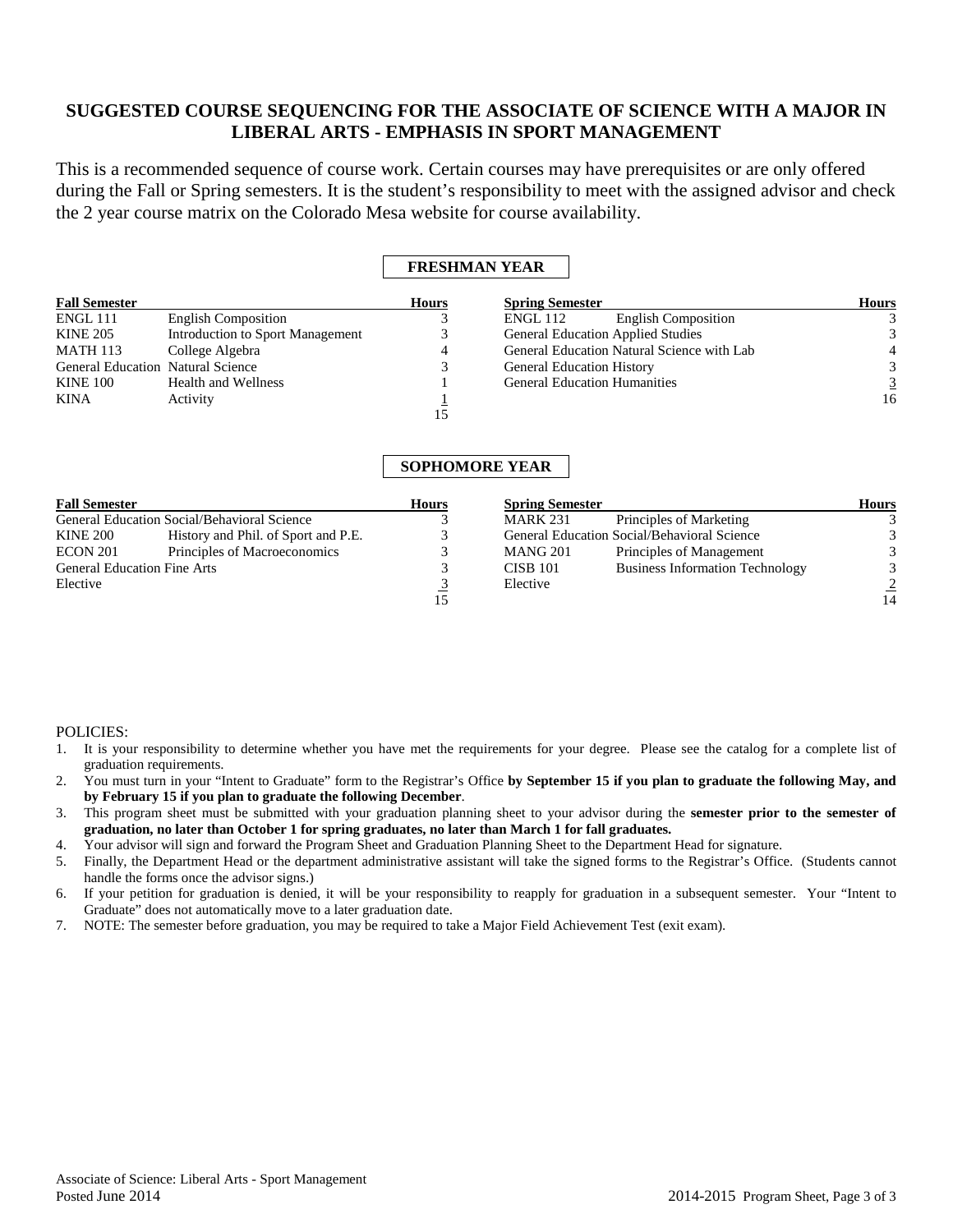## SUGGESTED COURSE SEQUENCING FOR THE ASSOCIATE OF SCIENCE WITH A MAJOR IN LIBERAL ARTS - EMPHASIS IN SPORT MANAGEMENT

This is a recommended sequence of course work. Certain courses may have prerequisites or are only offered during the Fall or Spring semesters. It is the student's responsibility to meet with the assigned advisor and check the 2 year course matrix on the Colorado Mesa website for course availability.

### FRESHMAN YEAR

| Fall Semester | | Hours |
|---|---|---|
| ENGL 111 | English Composition | 3 |
| KINE 205 | Introduction to Sport Management | 3 |
| MATH 113 | College Algebra | 4 |
| General Education | Natural Science | 3 |
| KINE 100 | Health and Wellness | 1 |
| KINA | Activity | 1 |
| | | 15 |

| Spring Semester | | Hours |
|---|---|---|
| ENGL 112 | English Composition | 3 |
| General Education Applied Studies | | 3 |
| General Education Natural Science with Lab | | 4 |
| General Education History | | 3 |
| General Education Humanities | | 3 |
| | | 16 |

### SOPHOMORE YEAR

| Fall Semester | | Hours |
|---|---|---|
| General Education Social/Behavioral Science | | 3 |
| KINE 200 | History and Phil. of Sport and P.E. | 3 |
| ECON 201 | Principles of Macroeconomics | 3 |
| General Education Fine Arts | | 3 |
| Elective | | 3 |
| | | 15 |

| Spring Semester | | Hours |
|---|---|---|
| MARK 231 | Principles of Marketing | 3 |
| General Education Social/Behavioral Science | | 3 |
| MANG 201 | Principles of Management | 3 |
| CISB 101 | Business Information Technology | 3 |
| Elective | | 2 |
| | | 14 |

POLICIES:

1. It is your responsibility to determine whether you have met the requirements for your degree. Please see the catalog for a complete list of graduation requirements.
2. You must turn in your "Intent to Graduate" form to the Registrar's Office **by September 15 if you plan to graduate the following May, and by February 15 if you plan to graduate the following December**.
3. This program sheet must be submitted with your graduation planning sheet to your advisor during the **semester prior to the semester of graduation, no later than October 1 for spring graduates, no later than March 1 for fall graduates.**
4. Your advisor will sign and forward the Program Sheet and Graduation Planning Sheet to the Department Head for signature.
5. Finally, the Department Head or the department administrative assistant will take the signed forms to the Registrar's Office. (Students cannot handle the forms once the advisor signs.)
6. If your petition for graduation is denied, it will be your responsibility to reapply for graduation in a subsequent semester. Your "Intent to Graduate" does not automatically move to a later graduation date.
7. NOTE: The semester before graduation, you may be required to take a Major Field Achievement Test (exit exam).

Associate of Science: Liberal Arts - Sport Management
Posted June 2014